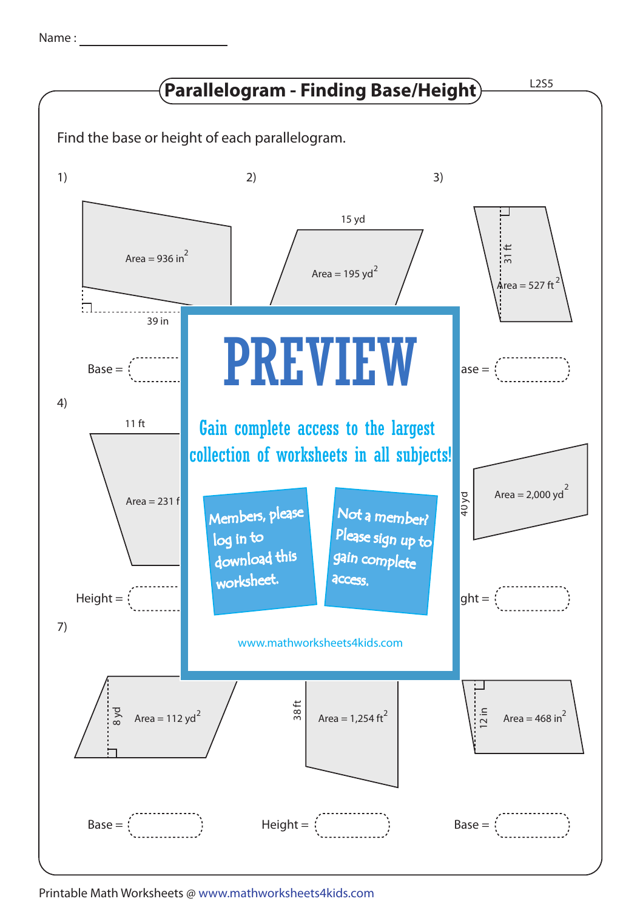Name : ____________________

# Parallelogram - Finding Base/Height

L2S5

Find the base or height of each parallelogram.

1) Area = 936 in$^2$; 39 in

Base = 

2) 15 yd; Area = 195 yd$^2$

3) 31 ft; Area = 527 ft$^2$

ase = 

4) 11 ft; Area = 231 f

Height = 

40 yd; Area = 2,000 yd$^2$

ght = 

7) 8 yd; Area = 112 yd$^2$

Base = 

38 ft; Area = 1,254 ft$^2$

Height = 

12 in; Area = 468 in$^2$

Base = 

PREVIEW

Gain complete access to the largest collection of worksheets in all subjects!

Members, please log in to download this worksheet.

Not a member? Please sign up to gain complete access.

www.mathworksheets4kids.com

Printable Math Worksheets @ www.mathworksheets4kids.com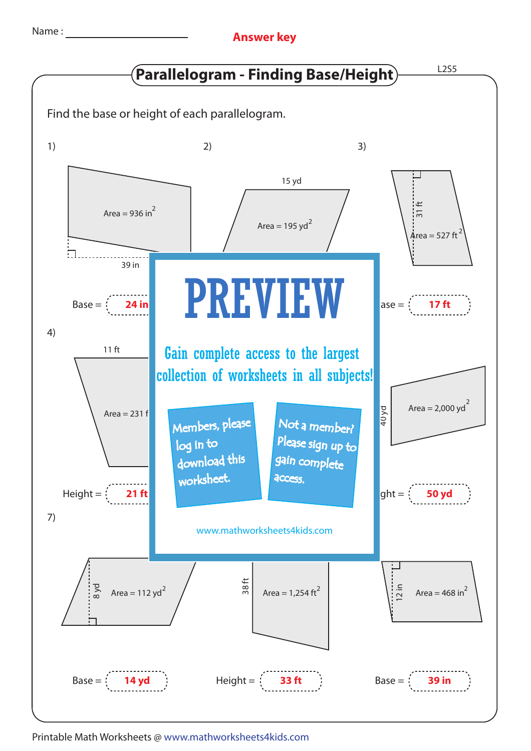Name : ____________________

**Answer key**

# Parallelogram - Finding Base/Height

L2S5

Find the base or height of each parallelogram.

1)

Area = 936 $in^2$

39 in

Base = **24 in**

2)

15 yd

Area = 195 $yd^2$

3)

31 ft

Area = 527 $ft^2$

ase = **17 ft**

4)

11 ft

Area = 231 f

Height = **21 ft**

Area = 2,000 $yd^2$

40 yd

ght = **50 yd**

PREVIEW

Gain complete access to the largest collection of worksheets in all subjects!

Members, please log in to download this worksheet.

Not a member? Please sign up to gain complete access.

www.mathworksheets4kids.com

7)

8 yd

Area = 112 $yd^2$

Base = **14 yd**

38 ft

Area = 1,254 $ft^2$

Height = **33 ft**

12 in

Area = 468 $in^2$

Base = **39 in**

Printable Math Worksheets @ www.mathworksheets4kids.com